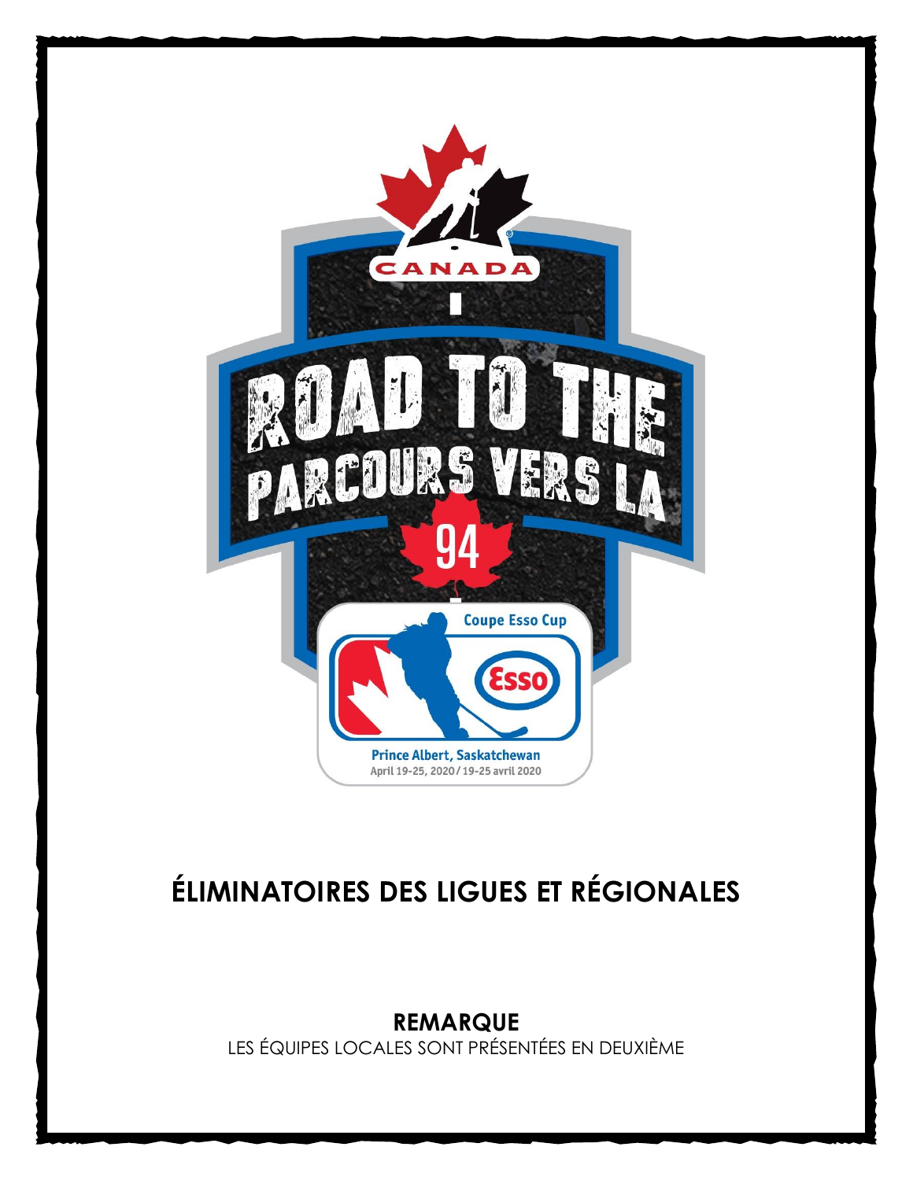CANADA

ROAD TO THE
PARCOURS VERS LA

94

Coupe Esso Cup

Prince Albert, Saskatchewan
April 19-25, 2020 / 19-25 avril 2020

# ÉLIMINATOIRES DES LIGUES ET RÉGIONALES

**REMARQUE**

LES ÉQUIPES LOCALES SONT PRÉSENTÉES EN DEUXIÈME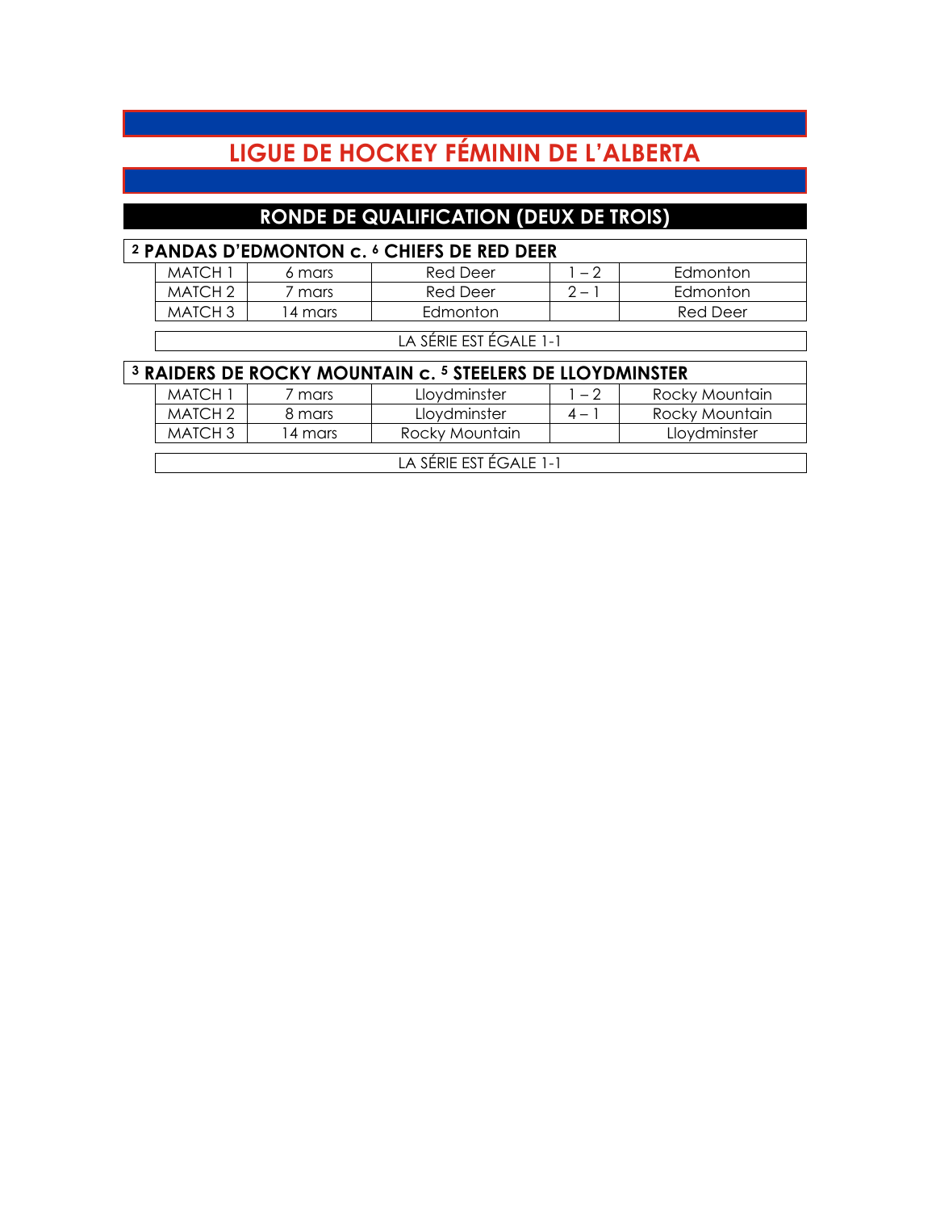# LIGUE DE HOCKEY FÉMININ DE L'ALBERTA

## RONDE DE QUALIFICATION (DEUX DE TROIS)

### [2] PANDAS D'EDMONTON c. [6] CHIEFS DE RED DEER

| | | | | |
|---|---|---|---|---|
| MATCH 1 | 6 mars | Red Deer | 1 – 2 | Edmonton |
| MATCH 2 | 7 mars | Red Deer | 2 – 1 | Edmonton |
| MATCH 3 | 14 mars | Edmonton | | Red Deer |

LA SÉRIE EST ÉGALE 1-1

### [3] RAIDERS DE ROCKY MOUNTAIN c. [5] STEELERS DE LLOYDMINSTER

| | | | | |
|---|---|---|---|---|
| MATCH 1 | 7 mars | Lloydminster | 1 – 2 | Rocky Mountain |
| MATCH 2 | 8 mars | Lloydminster | 4 – 1 | Rocky Mountain |
| MATCH 3 | 14 mars | Rocky Mountain | | Lloydminster |

LA SÉRIE EST ÉGALE 1-1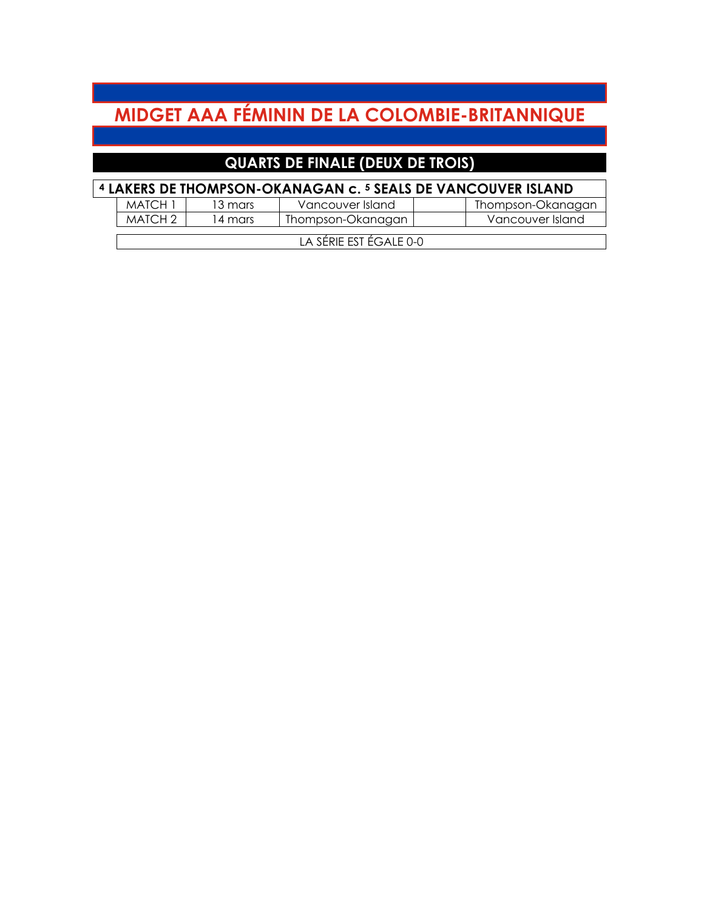# MIDGET AAA FÉMININ DE LA COLOMBIE-BRITANNIQUE

## QUARTS DE FINALE (DEUX DE TROIS)

### 4 LAKERS DE THOMPSON-OKANAGAN c. 5 SEALS DE VANCOUVER ISLAND

| | | | | |
|---|---|---|---|---|
| MATCH 1 | 13 mars | Vancouver Island | | Thompson-Okanagan |
| MATCH 2 | 14 mars | Thompson-Okanagan | | Vancouver Island |

LA SÉRIE EST ÉGALE 0-0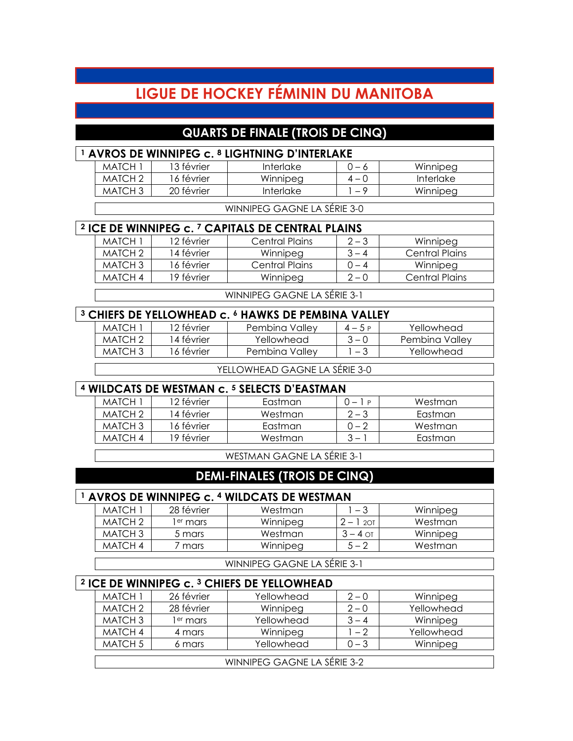# LIGUE DE HOCKEY FÉMININ DU MANITOBA

## QUARTS DE FINALE (TROIS DE CINQ)

### 1 AVROS DE WINNIPEG c. 8 LIGHTNING D'INTERLAKE

| | | | | |
|---|---|---|---|---|
| MATCH 1 | 13 février | Interlake | 0 – 6 | Winnipeg |
| MATCH 2 | 16 février | Winnipeg | 4 – 0 | Interlake |
| MATCH 3 | 20 février | Interlake | 1 – 9 | Winnipeg |

WINNIPEG GAGNE LA SÉRIE 3-0

### 2 ICE DE WINNIPEG c. 7 CAPITALS DE CENTRAL PLAINS

| | | | | |
|---|---|---|---|---|
| MATCH 1 | 12 février | Central Plains | 2 – 3 | Winnipeg |
| MATCH 2 | 14 février | Winnipeg | 3 – 4 | Central Plains |
| MATCH 3 | 16 février | Central Plains | 0 – 4 | Winnipeg |
| MATCH 4 | 19 février | Winnipeg | 2 – 0 | Central Plains |

WINNIPEG GAGNE LA SÉRIE 3-1

### 3 CHIEFS DE YELLOWHEAD c. 6 HAWKS DE PEMBINA VALLEY

| | | | | |
|---|---|---|---|---|
| MATCH 1 | 12 février | Pembina Valley | 4 – 5 P | Yellowhead |
| MATCH 2 | 14 février | Yellowhead | 3 – 0 | Pembina Valley |
| MATCH 3 | 16 février | Pembina Valley | 1 – 3 | Yellowhead |

YELLOWHEAD GAGNE LA SÉRIE 3-0

### 4 WILDCATS DE WESTMAN c. 5 SELECTS D'EASTMAN

| | | | | |
|---|---|---|---|---|
| MATCH 1 | 12 février | Eastman | 0 – 1 P | Westman |
| MATCH 2 | 14 février | Westman | 2 – 3 | Eastman |
| MATCH 3 | 16 février | Eastman | 0 – 2 | Westman |
| MATCH 4 | 19 février | Westman | 3 – 1 | Eastman |

WESTMAN GAGNE LA SÉRIE 3-1

## DEMI-FINALES (TROIS DE CINQ)

### 1 AVROS DE WINNIPEG c. 4 WILDCATS DE WESTMAN

| | | | | |
|---|---|---|---|---|
| MATCH 1 | 28 février | Westman | 1 – 3 | Winnipeg |
| MATCH 2 | 1er mars | Winnipeg | 2 – 1 2OT | Westman |
| MATCH 3 | 5 mars | Westman | 3 – 4 OT | Winnipeg |
| MATCH 4 | 7 mars | Winnipeg | 5 – 2 | Westman |

WINNIPEG GAGNE LA SÉRIE 3-1

### 2 ICE DE WINNIPEG c. 3 CHIEFS DE YELLOWHEAD

| | | | | |
|---|---|---|---|---|
| MATCH 1 | 26 février | Yellowhead | 2 – 0 | Winnipeg |
| MATCH 2 | 28 février | Winnipeg | 2 – 0 | Yellowhead |
| MATCH 3 | 1er mars | Yellowhead | 3 – 4 | Winnipeg |
| MATCH 4 | 4 mars | Winnipeg | 1 – 2 | Yellowhead |
| MATCH 5 | 6 mars | Yellowhead | 0 – 3 | Winnipeg |

WINNIPEG GAGNE LA SÉRIE 3-2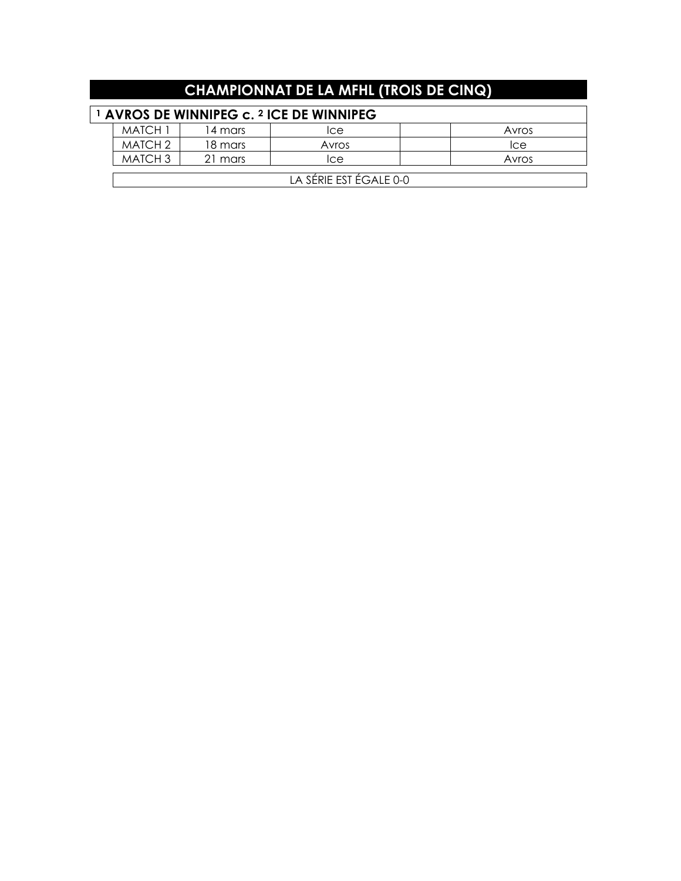# CHAMPIONNAT DE LA MFHL (TROIS DE CINQ)

## [1] AVROS DE WINNIPEG c. [2] ICE DE WINNIPEG

| | | | | |
|---|---|---|---|---|
| MATCH 1 | 14 mars | Ice | | Avros |
| MATCH 2 | 18 mars | Avros | | Ice |
| MATCH 3 | 21 mars | Ice | | Avros |

LA SÉRIE EST ÉGALE 0-0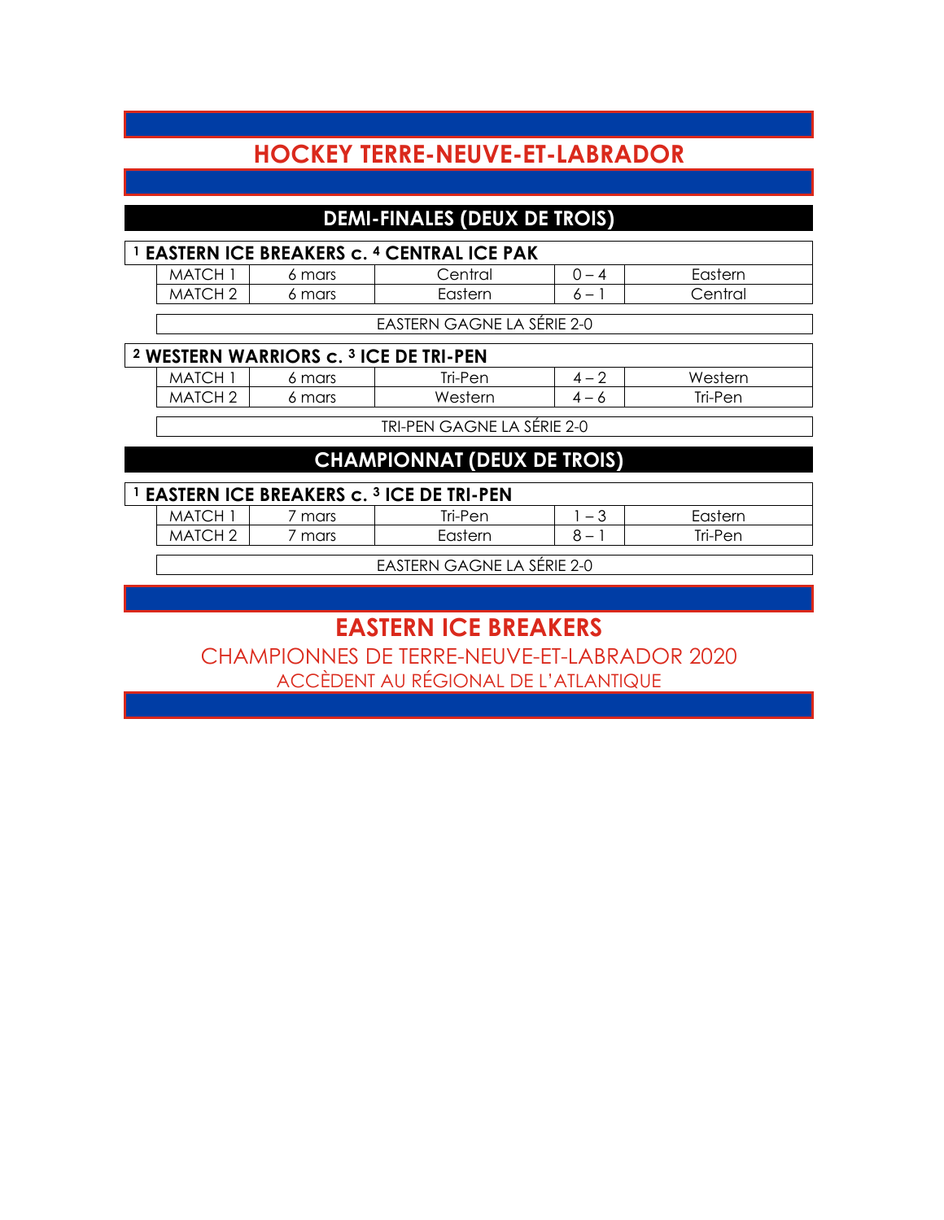# HOCKEY TERRE-NEUVE-ET-LABRADOR

## DEMI-FINALES (DEUX DE TROIS)

### [1] EASTERN ICE BREAKERS c. [4] CENTRAL ICE PAK

| | | | | |
|---|---|---|---|---|
| MATCH 1 | 6 mars | Central | 0 – 4 | Eastern |
| MATCH 2 | 6 mars | Eastern | 6 – 1 | Central |

EASTERN GAGNE LA SÉRIE 2-0

### [2] WESTERN WARRIORS c. [3] ICE DE TRI-PEN

| | | | | |
|---|---|---|---|---|
| MATCH 1 | 6 mars | Tri-Pen | 4 – 2 | Western |
| MATCH 2 | 6 mars | Western | 4 – 6 | Tri-Pen |

TRI-PEN GAGNE LA SÉRIE 2-0

## CHAMPIONNAT (DEUX DE TROIS)

### [1] EASTERN ICE BREAKERS c. [3] ICE DE TRI-PEN

| | | | | |
|---|---|---|---|---|
| MATCH 1 | 7 mars | Tri-Pen | 1 – 3 | Eastern |
| MATCH 2 | 7 mars | Eastern | 8 – 1 | Tri-Pen |

EASTERN GAGNE LA SÉRIE 2-0

## EASTERN ICE BREAKERS

CHAMPIONNES DE TERRE-NEUVE-ET-LABRADOR 2020

ACCÈDENT AU RÉGIONAL DE L'ATLANTIQUE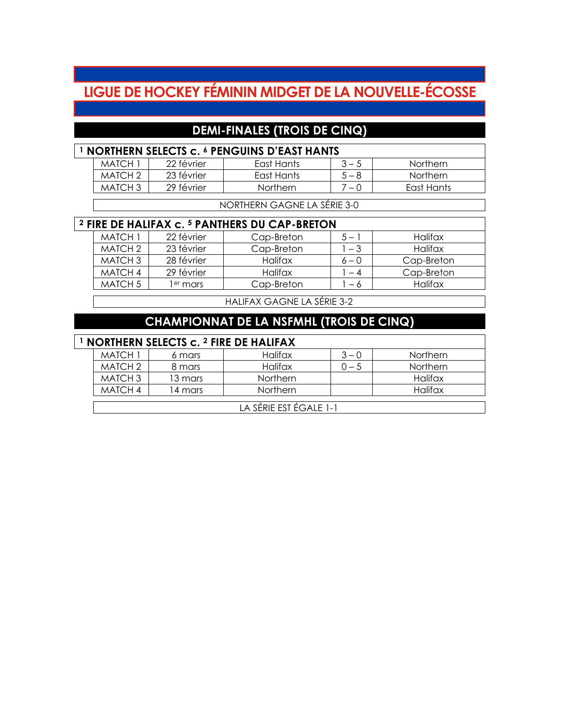# LIGUE DE HOCKEY FÉMININ MIDGET DE LA NOUVELLE-ÉCOSSE

## DEMI-FINALES (TROIS DE CINQ)

### 1 NORTHERN SELECTS c. 6 PENGUINS D'EAST HANTS

| | | | | |
|---|---|---|---|---|
| MATCH 1 | 22 février | East Hants | 3 – 5 | Northern |
| MATCH 2 | 23 février | East Hants | 5 – 8 | Northern |
| MATCH 3 | 29 février | Northern | 7 – 0 | East Hants |

NORTHERN GAGNE LA SÉRIE 3-0

### 2 FIRE DE HALIFAX c. 5 PANTHERS DU CAP-BRETON

| | | | | |
|---|---|---|---|---|
| MATCH 1 | 22 février | Cap-Breton | 5 – 1 | Halifax |
| MATCH 2 | 23 février | Cap-Breton | 1 – 3 | Halifax |
| MATCH 3 | 28 février | Halifax | 6 – 0 | Cap-Breton |
| MATCH 4 | 29 février | Halifax | 1 – 4 | Cap-Breton |
| MATCH 5 | 1er mars | Cap-Breton | 1 – 6 | Halifax |

HALIFAX GAGNE LA SÉRIE 3-2

## CHAMPIONNAT DE LA NSFMHL (TROIS DE CINQ)

### 1 NORTHERN SELECTS c. 2 FIRE DE HALIFAX

| | | | | |
|---|---|---|---|---|
| MATCH 1 | 6 mars | Halifax | 3 – 0 | Northern |
| MATCH 2 | 8 mars | Halifax | 0 – 5 | Northern |
| MATCH 3 | 13 mars | Northern | | Halifax |
| MATCH 4 | 14 mars | Northern | | Halifax |

LA SÉRIE EST ÉGALE 1-1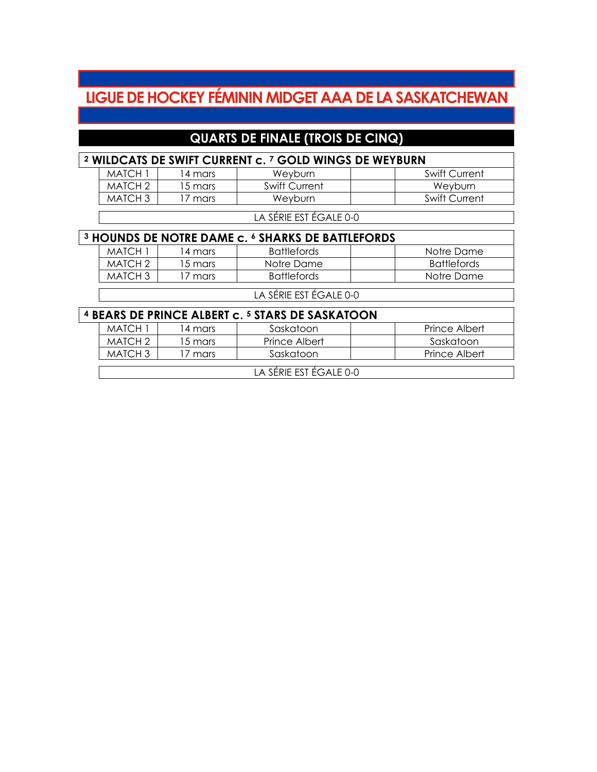# LIGUE DE HOCKEY FÉMININ MIDGET AAA DE LA SASKATCHEWAN

## QUARTS DE FINALE (TROIS DE CINQ)

### 2 WILDCATS DE SWIFT CURRENT c. 7 GOLD WINGS DE WEYBURN

| | | | | |
|---|---|---|---|---|
| MATCH 1 | 14 mars | Weyburn | | Swift Current |
| MATCH 2 | 15 mars | Swift Current | | Weyburn |
| MATCH 3 | 17 mars | Weyburn | | Swift Current |

LA SÉRIE EST ÉGALE 0-0

### 3 HOUNDS DE NOTRE DAME c. 6 SHARKS DE BATTLEFORDS

| | | | | |
|---|---|---|---|---|
| MATCH 1 | 14 mars | Battlefords | | Notre Dame |
| MATCH 2 | 15 mars | Notre Dame | | Battlefords |
| MATCH 3 | 17 mars | Battlefords | | Notre Dame |

LA SÉRIE EST ÉGALE 0-0

### 4 BEARS DE PRINCE ALBERT c. 5 STARS DE SASKATOON

| | | | | |
|---|---|---|---|---|
| MATCH 1 | 14 mars | Saskatoon | | Prince Albert |
| MATCH 2 | 15 mars | Prince Albert | | Saskatoon |
| MATCH 3 | 17 mars | Saskatoon | | Prince Albert |

LA SÉRIE EST ÉGALE 0-0